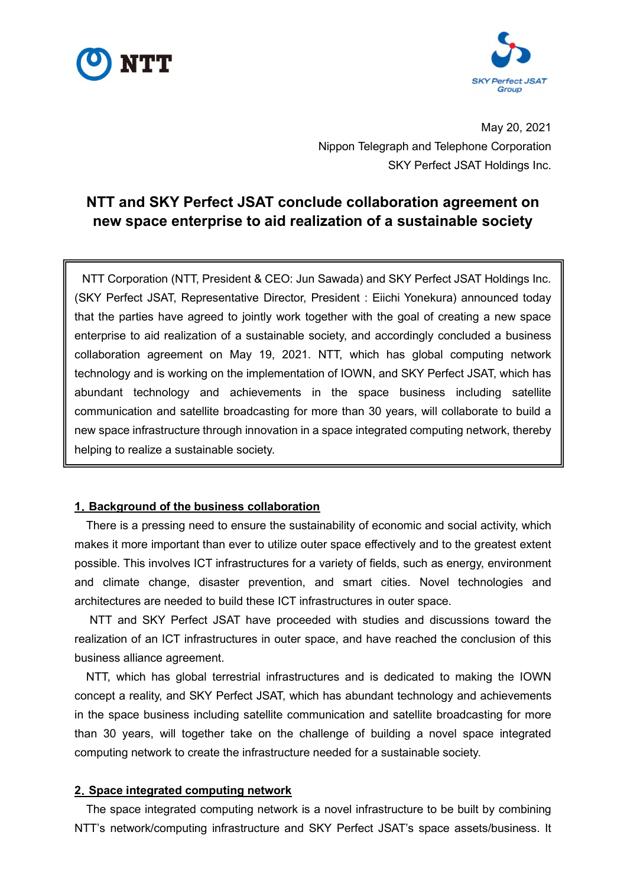May 20, 2021
Nippon Telegraph and Telephone Corporation
SKY Perfect JSAT Holdings Inc.

# NTT and SKY Perfect JSAT conclude collaboration agreement on new space enterprise to aid realization of a sustainable society

NTT Corporation (NTT, President & CEO: Jun Sawada) and SKY Perfect JSAT Holdings Inc. (SKY Perfect JSAT, Representative Director, President : Eiichi Yonekura) announced today that the parties have agreed to jointly work together with the goal of creating a new space enterprise to aid realization of a sustainable society, and accordingly concluded a business collaboration agreement on May 19, 2021. NTT, which has global computing network technology and is working on the implementation of IOWN, and SKY Perfect JSAT, which has abundant technology and achievements in the space business including satellite communication and satellite broadcasting for more than 30 years, will collaborate to build a new space infrastructure through innovation in a space integrated computing network, thereby helping to realize a sustainable society.

## 1. Background of the business collaboration

There is a pressing need to ensure the sustainability of economic and social activity, which makes it more important than ever to utilize outer space effectively and to the greatest extent possible. This involves ICT infrastructures for a variety of fields, such as energy, environment and climate change, disaster prevention, and smart cities. Novel technologies and architectures are needed to build these ICT infrastructures in outer space.

NTT and SKY Perfect JSAT have proceeded with studies and discussions toward the realization of an ICT infrastructures in outer space, and have reached the conclusion of this business alliance agreement.

NTT, which has global terrestrial infrastructures and is dedicated to making the IOWN concept a reality, and SKY Perfect JSAT, which has abundant technology and achievements in the space business including satellite communication and satellite broadcasting for more than 30 years, will together take on the challenge of building a novel space integrated computing network to create the infrastructure needed for a sustainable society.

## 2. Space integrated computing network

The space integrated computing network is a novel infrastructure to be built by combining NTT's network/computing infrastructure and SKY Perfect JSAT's space assets/business. It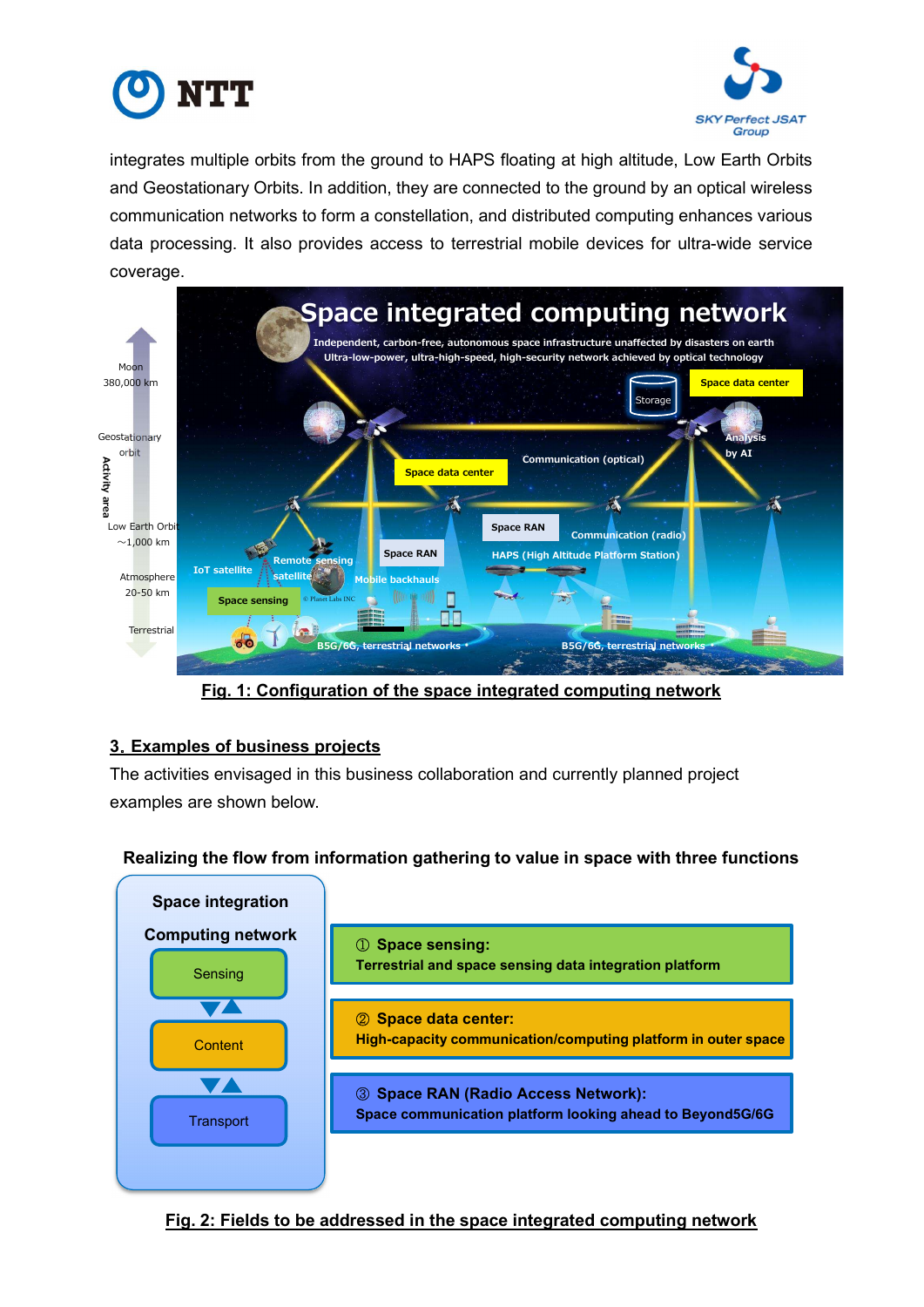integrates multiple orbits from the ground to HAPS floating at high altitude, Low Earth Orbits and Geostationary Orbits. In addition, they are connected to the ground by an optical wireless communication networks to form a constellation, and distributed computing enhances various data processing. It also provides access to terrestrial mobile devices for ultra-wide service coverage.

**Fig. 1: Configuration of the space integrated computing network**

## 3. Examples of business projects

The activities envisaged in this business collaboration and currently planned project examples are shown below.

**Realizing the flow from information gathering to value in space with three functions**

**Space integration Computing network**

- Sensing
- Content
- Transport

**① Space sensing:**
**Terrestrial and space sensing data integration platform**

**② Space data center:**
**High-capacity communication/computing platform in outer space**

**③ Space RAN (Radio Access Network):**
**Space communication platform looking ahead to Beyond5G/6G**

**Fig. 2: Fields to be addressed in the space integrated computing network**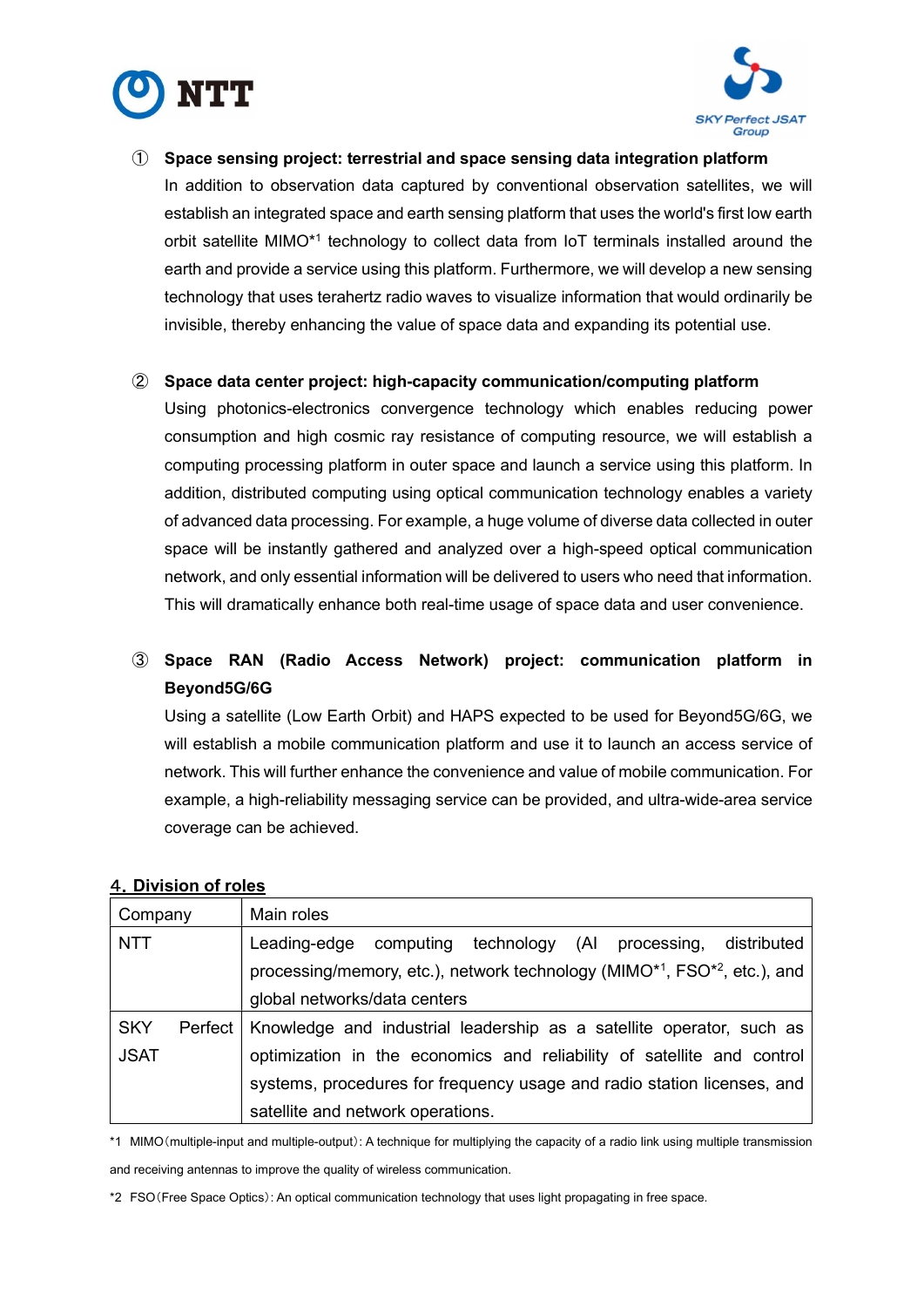① **Space sensing project: terrestrial and space sensing data integration platform**

In addition to observation data captured by conventional observation satellites, we will establish an integrated space and earth sensing platform that uses the world's first low earth orbit satellite MIMO*[1] technology to collect data from IoT terminals installed around the earth and provide a service using this platform. Furthermore, we will develop a new sensing technology that uses terahertz radio waves to visualize information that would ordinarily be invisible, thereby enhancing the value of space data and expanding its potential use.

② **Space data center project: high-capacity communication/computing platform**

Using photonics-electronics convergence technology which enables reducing power consumption and high cosmic ray resistance of computing resource, we will establish a computing processing platform in outer space and launch a service using this platform. In addition, distributed computing using optical communication technology enables a variety of advanced data processing. For example, a huge volume of diverse data collected in outer space will be instantly gathered and analyzed over a high-speed optical communication network, and only essential information will be delivered to users who need that information. This will dramatically enhance both real-time usage of space data and user convenience.

③ **Space RAN (Radio Access Network) project: communication platform in Beyond5G/6G**

Using a satellite (Low Earth Orbit) and HAPS expected to be used for Beyond5G/6G, we will establish a mobile communication platform and use it to launch an access service of network. This will further enhance the convenience and value of mobile communication. For example, a high-reliability messaging service can be provided, and ultra-wide-area service coverage can be achieved.

## 4. Division of roles

| Company | Main roles |
|---|---|
| NTT | Leading-edge computing technology (AI processing, distributed processing/memory, etc.), network technology (MIMO*[1], FSO*[2], etc.), and global networks/data centers |
| SKY Perfect JSAT | Knowledge and industrial leadership as a satellite operator, such as optimization in the economics and reliability of satellite and control systems, procedures for frequency usage and radio station licenses, and satellite and network operations. |

*1 MIMO（multiple-input and multiple-output）: A technique for multiplying the capacity of a radio link using multiple transmission and receiving antennas to improve the quality of wireless communication.

*2 FSO（Free Space Optics）: An optical communication technology that uses light propagating in free space.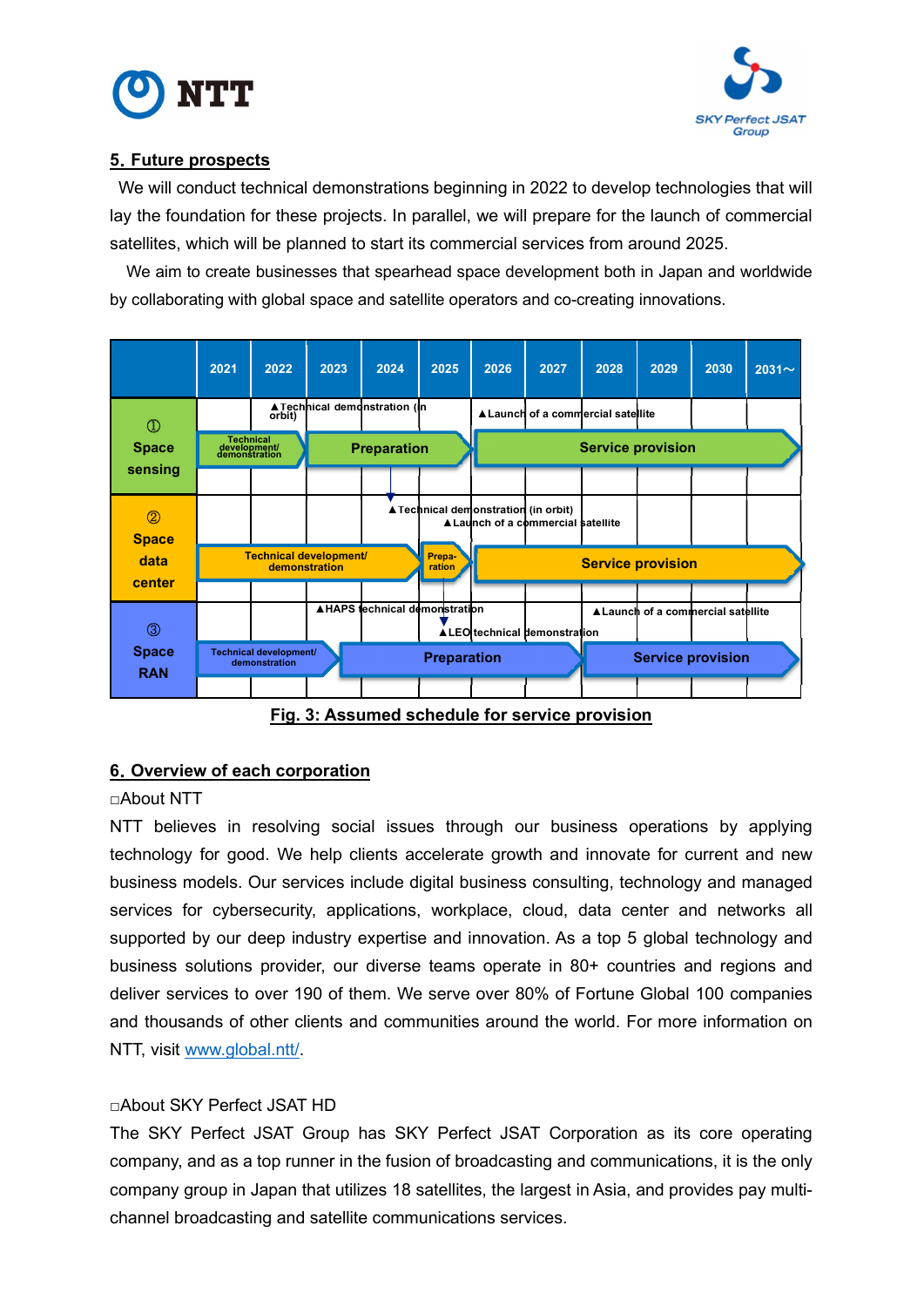## 5. Future prospects

We will conduct technical demonstrations beginning in 2022 to develop technologies that will lay the foundation for these projects. In parallel, we will prepare for the launch of commercial satellites, which will be planned to start its commercial services from around 2025.

We aim to create businesses that spearhead space development both in Japan and worldwide by collaborating with global space and satellite operators and co-creating innovations.

| | 2021 | 2022 | 2023 | 2024 | 2025 | 2026 | 2027 | 2028 | 2029 | 2030 | 2031～ |
|---|---|---|---|---|---|---|---|---|---|---|---|
| ① Space sensing (milestones) | | ▲Technical demonstration (in orbit) | | | | ▲Launch of a commercial satellite | | | | | |
| ① Space sensing (phases) | Technical development/ demonstration | | Preparation | | | Service provision | | | | | |
| ② Space data center (milestones) | | | | ▲Technical demonstration (in orbit) | ▲Launch of a commercial satellite | | | | | | |
| ② Space data center (phases) | Technical development/ demonstration | | | | Prepa-ration | Service provision | | | | | |
| ③ Space RAN (milestones) | | | ▲HAPS technical demonstration | | ▲LEO technical demonstration | | | ▲Launch of a commercial satellite | | | |
| ③ Space RAN (phases) | Technical development/ demonstration | | Preparation | | | | | Service provision | | | |

**Fig. 3: Assumed schedule for service provision**

## 6. Overview of each corporation

□About NTT

NTT believes in resolving social issues through our business operations by applying technology for good. We help clients accelerate growth and innovate for current and new business models. Our services include digital business consulting, technology and managed services for cybersecurity, applications, workplace, cloud, data center and networks all supported by our deep industry expertise and innovation. As a top 5 global technology and business solutions provider, our diverse teams operate in 80+ countries and regions and deliver services to over 190 of them. We serve over 80% of Fortune Global 100 companies and thousands of other clients and communities around the world. For more information on NTT, visit www.global.ntt/.

□About SKY Perfect JSAT HD

The SKY Perfect JSAT Group has SKY Perfect JSAT Corporation as its core operating company, and as a top runner in the fusion of broadcasting and communications, it is the only company group in Japan that utilizes 18 satellites, the largest in Asia, and provides pay multi-channel broadcasting and satellite communications services.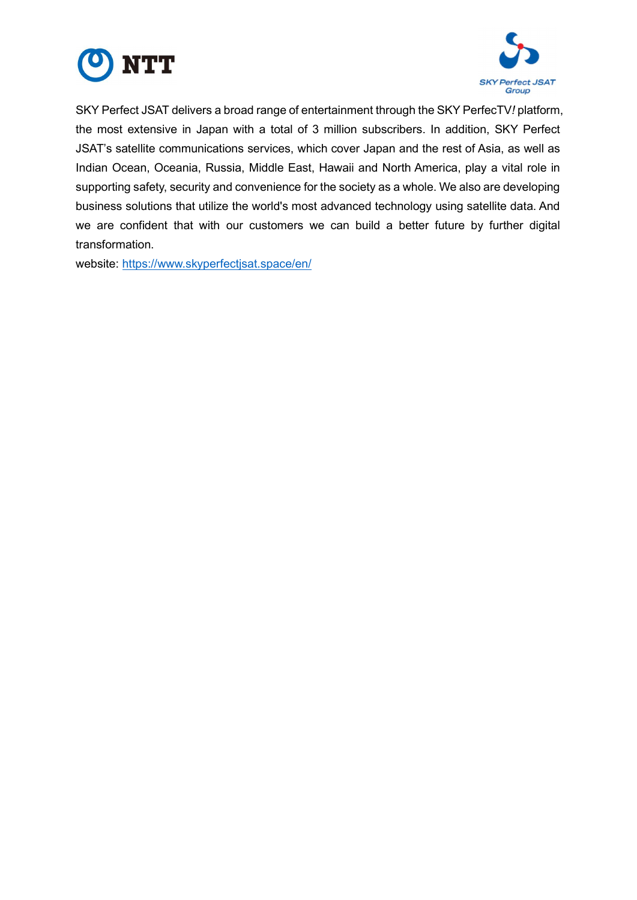SKY Perfect JSAT delivers a broad range of entertainment through the SKY PerfecTV*!* platform, the most extensive in Japan with a total of 3 million subscribers. In addition, SKY Perfect JSAT's satellite communications services, which cover Japan and the rest of Asia, as well as Indian Ocean, Oceania, Russia, Middle East, Hawaii and North America, play a vital role in supporting safety, security and convenience for the society as a whole. We also are developing business solutions that utilize the world's most advanced technology using satellite data. And we are confident that with our customers we can build a better future by further digital transformation.

website: [https://www.skyperfectjsat.space/en/](https://www.skyperfectjsat.space/en/)